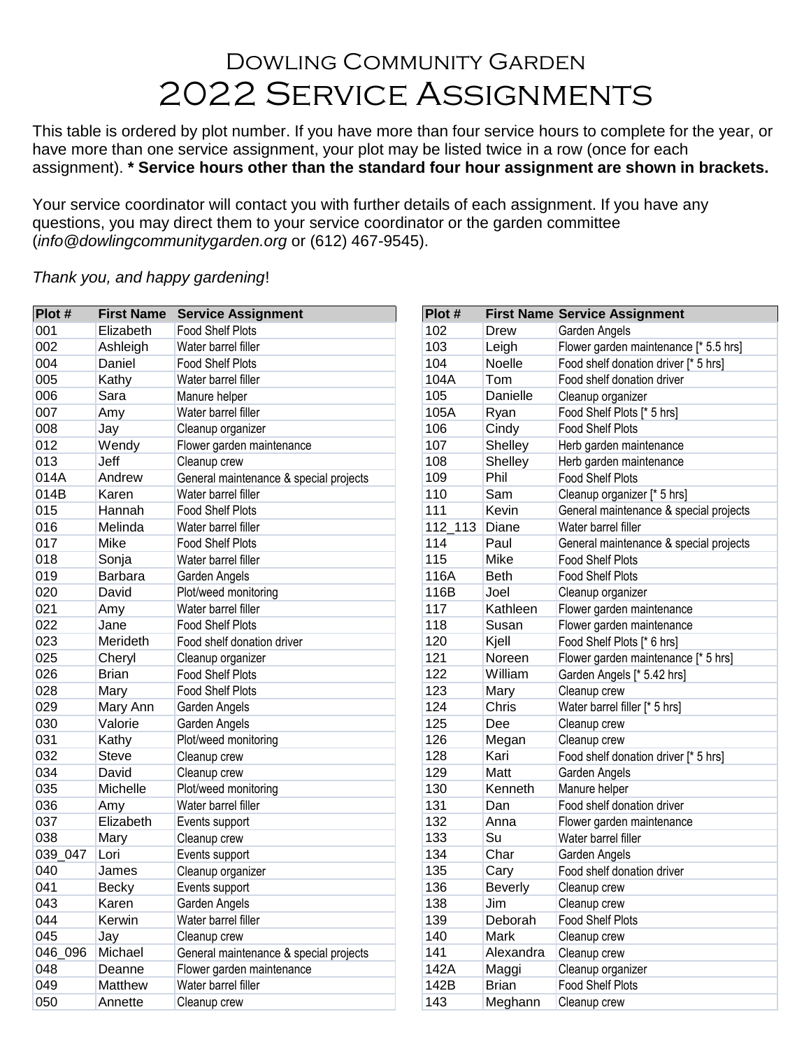# Dowling Community Garden

# 2022 Service Assignments

This table is ordered by plot number. If you have more than four service hours to complete for the year, or have more than one service assignment, your plot may be listed twice in a row (once for each assignment). **\* Service hours other than the standard four hour assignment are shown in brackets.**

Your service coordinator will contact you with further details of each assignment. If you have any questions, you may direct them to your service coordinator or the garden committee (*info@dowlingcommunitygarden.org* or (612) 467-9545).

*Thank you, and happy gardening*!

| Plot # | First Name | Service Assignment |
|---|---|---|
| 001 | Elizabeth | Food Shelf Plots |
| 002 | Ashleigh | Water barrel filler |
| 004 | Daniel | Food Shelf Plots |
| 005 | Kathy | Water barrel filler |
| 006 | Sara | Manure helper |
| 007 | Amy | Water barrel filler |
| 008 | Jay | Cleanup organizer |
| 012 | Wendy | Flower garden maintenance |
| 013 | Jeff | Cleanup crew |
| 014A | Andrew | General maintenance & special projects |
| 014B | Karen | Water barrel filler |
| 015 | Hannah | Food Shelf Plots |
| 016 | Melinda | Water barrel filler |
| 017 | Mike | Food Shelf Plots |
| 018 | Sonja | Water barrel filler |
| 019 | Barbara | Garden Angels |
| 020 | David | Plot/weed monitoring |
| 021 | Amy | Water barrel filler |
| 022 | Jane | Food Shelf Plots |
| 023 | Merideth | Food shelf donation driver |
| 025 | Cheryl | Cleanup organizer |
| 026 | Brian | Food Shelf Plots |
| 028 | Mary | Food Shelf Plots |
| 029 | Mary Ann | Garden Angels |
| 030 | Valorie | Garden Angels |
| 031 | Kathy | Plot/weed monitoring |
| 032 | Steve | Cleanup crew |
| 034 | David | Cleanup crew |
| 035 | Michelle | Plot/weed monitoring |
| 036 | Amy | Water barrel filler |
| 037 | Elizabeth | Events support |
| 038 | Mary | Cleanup crew |
| 039_047 | Lori | Events support |
| 040 | James | Cleanup organizer |
| 041 | Becky | Events support |
| 043 | Karen | Garden Angels |
| 044 | Kerwin | Water barrel filler |
| 045 | Jay | Cleanup crew |
| 046_096 | Michael | General maintenance & special projects |
| 048 | Deanne | Flower garden maintenance |
| 049 | Matthew | Water barrel filler |
| 050 | Annette | Cleanup crew |

| Plot # | First Name | Service Assignment |
|---|---|---|
| 102 | Drew | Garden Angels |
| 103 | Leigh | Flower garden maintenance [* 5.5 hrs] |
| 104 | Noelle | Food shelf donation driver [* 5 hrs] |
| 104A | Tom | Food shelf donation driver |
| 105 | Danielle | Cleanup organizer |
| 105A | Ryan | Food Shelf Plots [* 5 hrs] |
| 106 | Cindy | Food Shelf Plots |
| 107 | Shelley | Herb garden maintenance |
| 108 | Shelley | Herb garden maintenance |
| 109 | Phil | Food Shelf Plots |
| 110 | Sam | Cleanup organizer [* 5 hrs] |
| 111 | Kevin | General maintenance & special projects |
| 112_113 | Diane | Water barrel filler |
| 114 | Paul | General maintenance & special projects |
| 115 | Mike | Food Shelf Plots |
| 116A | Beth | Food Shelf Plots |
| 116B | Joel | Cleanup organizer |
| 117 | Kathleen | Flower garden maintenance |
| 118 | Susan | Flower garden maintenance |
| 120 | Kjell | Food Shelf Plots [* 6 hrs] |
| 121 | Noreen | Flower garden maintenance [* 5 hrs] |
| 122 | William | Garden Angels [* 5.42 hrs] |
| 123 | Mary | Cleanup crew |
| 124 | Chris | Water barrel filler [* 5 hrs] |
| 125 | Dee | Cleanup crew |
| 126 | Megan | Cleanup crew |
| 128 | Kari | Food shelf donation driver [* 5 hrs] |
| 129 | Matt | Garden Angels |
| 130 | Kenneth | Manure helper |
| 131 | Dan | Food shelf donation driver |
| 132 | Anna | Flower garden maintenance |
| 133 | Su | Water barrel filler |
| 134 | Char | Garden Angels |
| 135 | Cary | Food shelf donation driver |
| 136 | Beverly | Cleanup crew |
| 138 | Jim | Cleanup crew |
| 139 | Deborah | Food Shelf Plots |
| 140 | Mark | Cleanup crew |
| 141 | Alexandra | Cleanup crew |
| 142A | Maggi | Cleanup organizer |
| 142B | Brian | Food Shelf Plots |
| 143 | Meghann | Cleanup crew |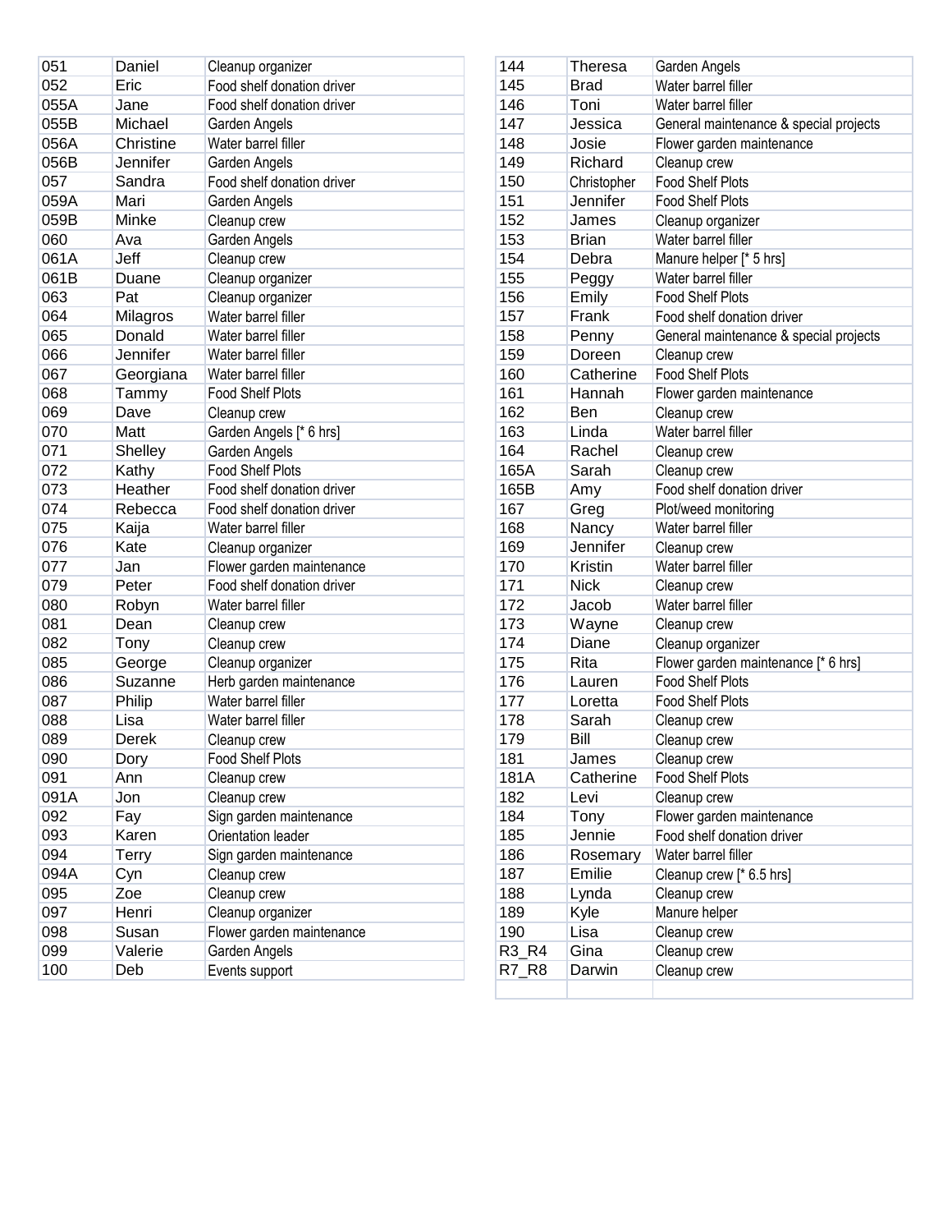| | | |
|---|---|---|
| 051 | Daniel | Cleanup organizer |
| 052 | Eric | Food shelf donation driver |
| 055A | Jane | Food shelf donation driver |
| 055B | Michael | Garden Angels |
| 056A | Christine | Water barrel filler |
| 056B | Jennifer | Garden Angels |
| 057 | Sandra | Food shelf donation driver |
| 059A | Mari | Garden Angels |
| 059B | Minke | Cleanup crew |
| 060 | Ava | Garden Angels |
| 061A | Jeff | Cleanup crew |
| 061B | Duane | Cleanup organizer |
| 063 | Pat | Cleanup organizer |
| 064 | Milagros | Water barrel filler |
| 065 | Donald | Water barrel filler |
| 066 | Jennifer | Water barrel filler |
| 067 | Georgiana | Water barrel filler |
| 068 | Tammy | Food Shelf Plots |
| 069 | Dave | Cleanup crew |
| 070 | Matt | Garden Angels [* 6 hrs] |
| 071 | Shelley | Garden Angels |
| 072 | Kathy | Food Shelf Plots |
| 073 | Heather | Food shelf donation driver |
| 074 | Rebecca | Food shelf donation driver |
| 075 | Kaija | Water barrel filler |
| 076 | Kate | Cleanup organizer |
| 077 | Jan | Flower garden maintenance |
| 079 | Peter | Food shelf donation driver |
| 080 | Robyn | Water barrel filler |
| 081 | Dean | Cleanup crew |
| 082 | Tony | Cleanup crew |
| 085 | George | Cleanup organizer |
| 086 | Suzanne | Herb garden maintenance |
| 087 | Philip | Water barrel filler |
| 088 | Lisa | Water barrel filler |
| 089 | Derek | Cleanup crew |
| 090 | Dory | Food Shelf Plots |
| 091 | Ann | Cleanup crew |
| 091A | Jon | Cleanup crew |
| 092 | Fay | Sign garden maintenance |
| 093 | Karen | Orientation leader |
| 094 | Terry | Sign garden maintenance |
| 094A | Cyn | Cleanup crew |
| 095 | Zoe | Cleanup crew |
| 097 | Henri | Cleanup organizer |
| 098 | Susan | Flower garden maintenance |
| 099 | Valerie | Garden Angels |
| 100 | Deb | Events support |
| 144 | Theresa | Garden Angels |
| 145 | Brad | Water barrel filler |
| 146 | Toni | Water barrel filler |
| 147 | Jessica | General maintenance & special projects |
| 148 | Josie | Flower garden maintenance |
| 149 | Richard | Cleanup crew |
| 150 | Christopher | Food Shelf Plots |
| 151 | Jennifer | Food Shelf Plots |
| 152 | James | Cleanup organizer |
| 153 | Brian | Water barrel filler |
| 154 | Debra | Manure helper [* 5 hrs] |
| 155 | Peggy | Water barrel filler |
| 156 | Emily | Food Shelf Plots |
| 157 | Frank | Food shelf donation driver |
| 158 | Penny | General maintenance & special projects |
| 159 | Doreen | Cleanup crew |
| 160 | Catherine | Food Shelf Plots |
| 161 | Hannah | Flower garden maintenance |
| 162 | Ben | Cleanup crew |
| 163 | Linda | Water barrel filler |
| 164 | Rachel | Cleanup crew |
| 165A | Sarah | Cleanup crew |
| 165B | Amy | Food shelf donation driver |
| 167 | Greg | Plot/weed monitoring |
| 168 | Nancy | Water barrel filler |
| 169 | Jennifer | Cleanup crew |
| 170 | Kristin | Water barrel filler |
| 171 | Nick | Cleanup crew |
| 172 | Jacob | Water barrel filler |
| 173 | Wayne | Cleanup crew |
| 174 | Diane | Cleanup organizer |
| 175 | Rita | Flower garden maintenance [* 6 hrs] |
| 176 | Lauren | Food Shelf Plots |
| 177 | Loretta | Food Shelf Plots |
| 178 | Sarah | Cleanup crew |
| 179 | Bill | Cleanup crew |
| 181 | James | Cleanup crew |
| 181A | Catherine | Food Shelf Plots |
| 182 | Levi | Cleanup crew |
| 184 | Tony | Flower garden maintenance |
| 185 | Jennie | Food shelf donation driver |
| 186 | Rosemary | Water barrel filler |
| 187 | Emilie | Cleanup crew [* 6.5 hrs] |
| 188 | Lynda | Cleanup crew |
| 189 | Kyle | Manure helper |
| 190 | Lisa | Cleanup crew |
| R3_R4 | Gina | Cleanup crew |
| R7_R8 | Darwin | Cleanup crew |